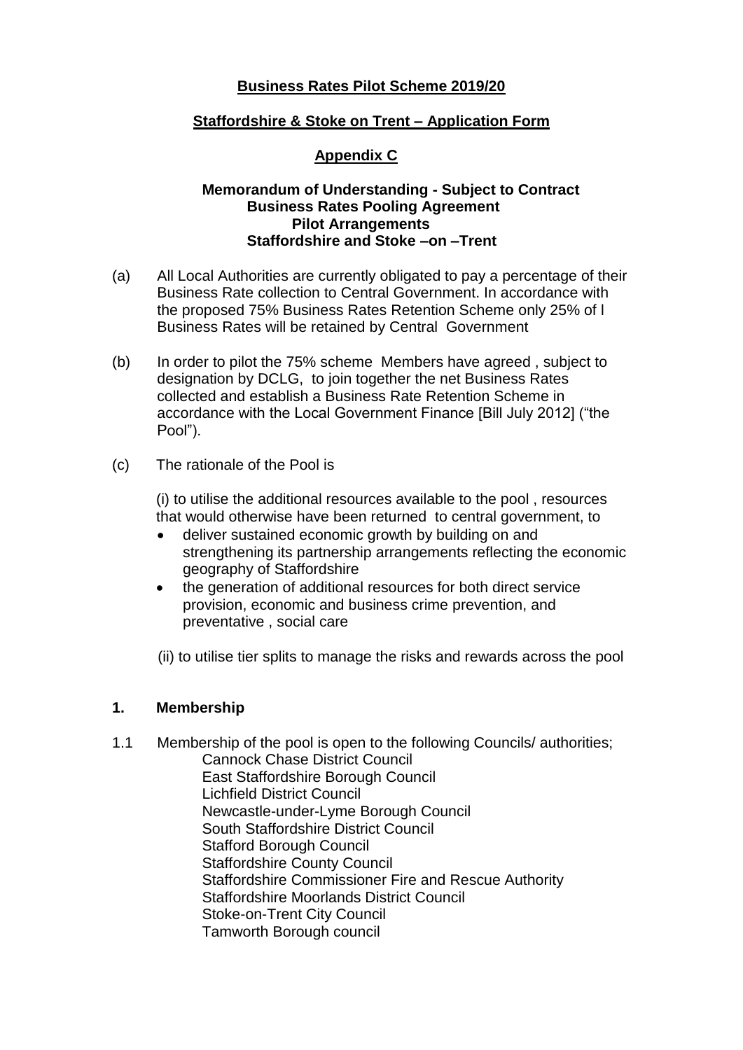**Business Rates Pilot Scheme 2019/20**

**Staffordshire & Stoke on Trent – Application Form**

**Appendix C**

**Memorandum of Understanding - Subject to Contract**
**Business Rates Pooling Agreement**
**Pilot Arrangements**
**Staffordshire and Stoke –on –Trent**

(a) All Local Authorities are currently obligated to pay a percentage of their Business Rate collection to Central Government. In accordance with the proposed 75% Business Rates Retention Scheme only 25% of l Business Rates will be retained by Central Government

(b) In order to pilot the 75% scheme Members have agreed , subject to designation by DCLG, to join together the net Business Rates collected and establish a Business Rate Retention Scheme in accordance with the Local Government Finance [Bill July 2012] ("the Pool").

(c) The rationale of the Pool is

(i) to utilise the additional resources available to the pool , resources that would otherwise have been returned to central government, to

- deliver sustained economic growth by building on and strengthening its partnership arrangements reflecting the economic geography of Staffordshire
- the generation of additional resources for both direct service provision, economic and business crime prevention, and preventative , social care

(ii) to utilise tier splits to manage the risks and rewards across the pool

## 1. Membership

1.1 Membership of the pool is open to the following Councils/ authorities;

Cannock Chase District Council
East Staffordshire Borough Council
Lichfield District Council
Newcastle-under-Lyme Borough Council
South Staffordshire District Council
Stafford Borough Council
Staffordshire County Council
Staffordshire Commissioner Fire and Rescue Authority
Staffordshire Moorlands District Council
Stoke-on-Trent City Council
Tamworth Borough council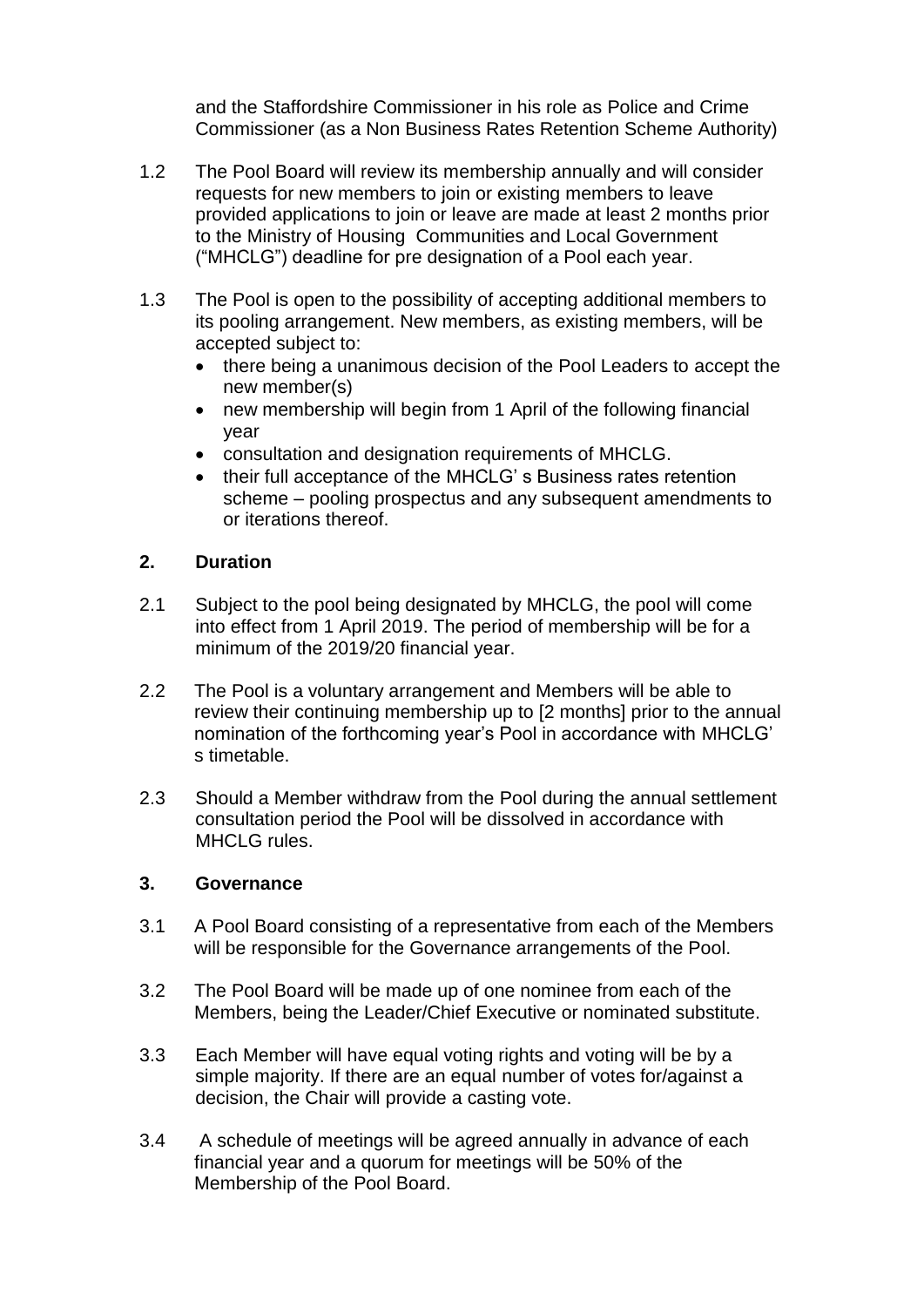and the Staffordshire Commissioner in his role as Police and Crime Commissioner (as a Non Business Rates Retention Scheme Authority)

1.2 The Pool Board will review its membership annually and will consider requests for new members to join or existing members to leave provided applications to join or leave are made at least 2 months prior to the Ministry of Housing Communities and Local Government ("MHCLG") deadline for pre designation of a Pool each year.

1.3 The Pool is open to the possibility of accepting additional members to its pooling arrangement. New members, as existing members, will be accepted subject to:
- there being a unanimous decision of the Pool Leaders to accept the new member(s)
- new membership will begin from 1 April of the following financial year
- consultation and designation requirements of MHCLG.
- their full acceptance of the MHCLG' s Business rates retention scheme – pooling prospectus and any subsequent amendments to or iterations thereof.

## 2. Duration

2.1 Subject to the pool being designated by MHCLG, the pool will come into effect from 1 April 2019. The period of membership will be for a minimum of the 2019/20 financial year.

2.2 The Pool is a voluntary arrangement and Members will be able to review their continuing membership up to [2 months] prior to the annual nomination of the forthcoming year's Pool in accordance with MHCLG' s timetable.

2.3 Should a Member withdraw from the Pool during the annual settlement consultation period the Pool will be dissolved in accordance with MHCLG rules.

## 3. Governance

3.1 A Pool Board consisting of a representative from each of the Members will be responsible for the Governance arrangements of the Pool.

3.2 The Pool Board will be made up of one nominee from each of the Members, being the Leader/Chief Executive or nominated substitute.

3.3 Each Member will have equal voting rights and voting will be by a simple majority. If there are an equal number of votes for/against a decision, the Chair will provide a casting vote.

3.4 A schedule of meetings will be agreed annually in advance of each financial year and a quorum for meetings will be 50% of the Membership of the Pool Board.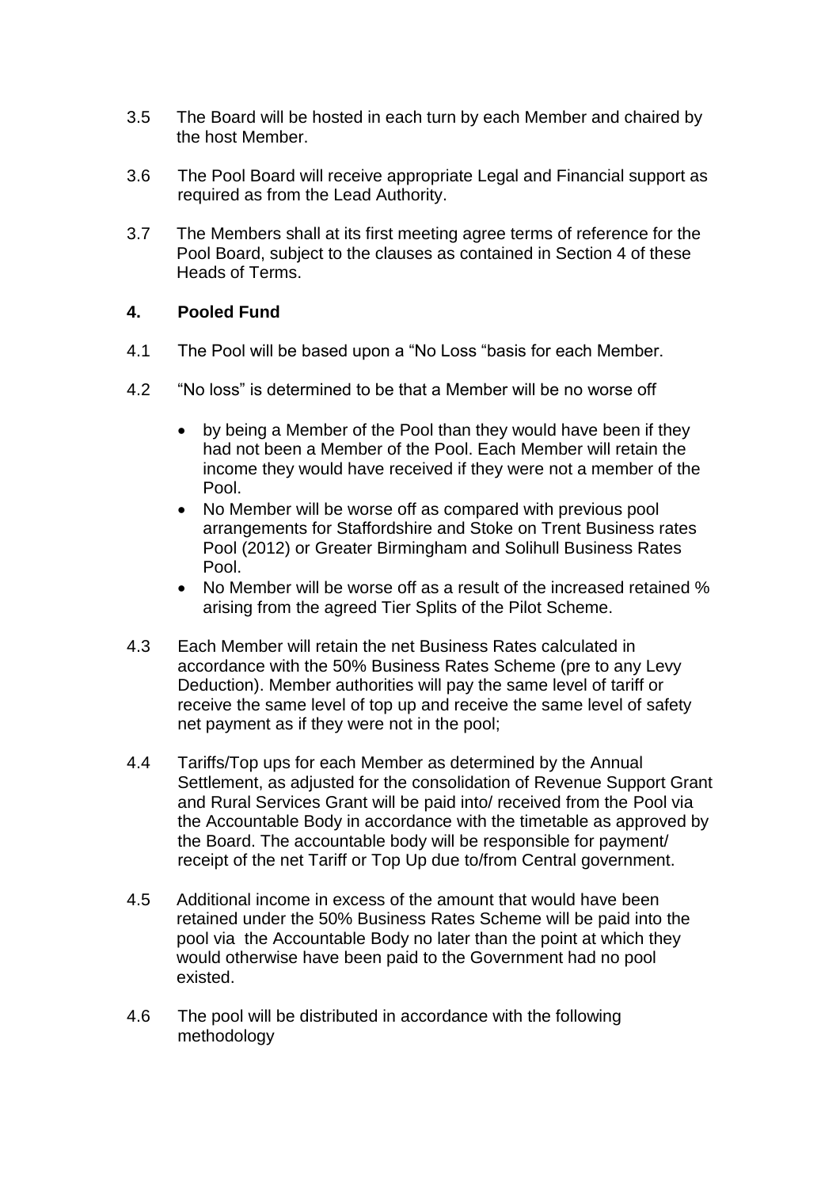3.5 The Board will be hosted in each turn by each Member and chaired by the host Member.

3.6 The Pool Board will receive appropriate Legal and Financial support as required as from the Lead Authority.

3.7 The Members shall at its first meeting agree terms of reference for the Pool Board, subject to the clauses as contained in Section 4 of these Heads of Terms.

## 4. Pooled Fund

4.1 The Pool will be based upon a "No Loss "basis for each Member.

4.2 "No loss" is determined to be that a Member will be no worse off

- by being a Member of the Pool than they would have been if they had not been a Member of the Pool. Each Member will retain the income they would have received if they were not a member of the Pool.
- No Member will be worse off as compared with previous pool arrangements for Staffordshire and Stoke on Trent Business rates Pool (2012) or Greater Birmingham and Solihull Business Rates Pool.
- No Member will be worse off as a result of the increased retained % arising from the agreed Tier Splits of the Pilot Scheme.

4.3 Each Member will retain the net Business Rates calculated in accordance with the 50% Business Rates Scheme (pre to any Levy Deduction). Member authorities will pay the same level of tariff or receive the same level of top up and receive the same level of safety net payment as if they were not in the pool;

4.4 Tariffs/Top ups for each Member as determined by the Annual Settlement, as adjusted for the consolidation of Revenue Support Grant and Rural Services Grant will be paid into/ received from the Pool via the Accountable Body in accordance with the timetable as approved by the Board. The accountable body will be responsible for payment/ receipt of the net Tariff or Top Up due to/from Central government.

4.5 Additional income in excess of the amount that would have been retained under the 50% Business Rates Scheme will be paid into the pool via the Accountable Body no later than the point at which they would otherwise have been paid to the Government had no pool existed.

4.6 The pool will be distributed in accordance with the following methodology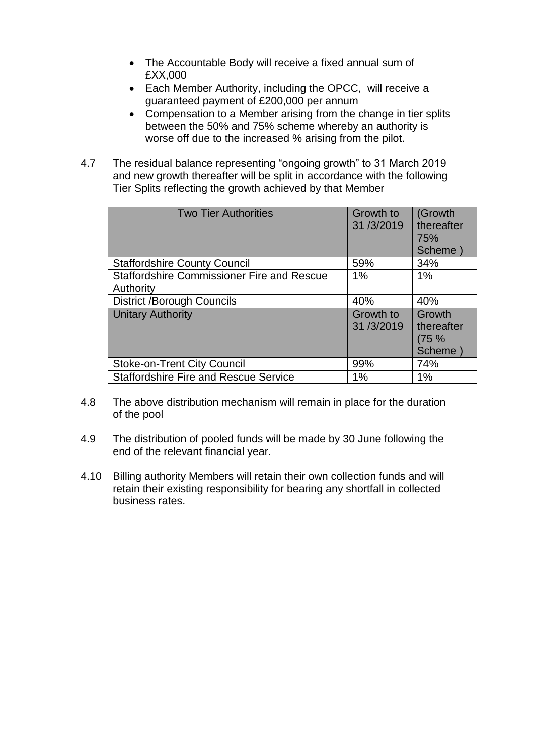- The Accountable Body will receive a fixed annual sum of £XX,000
- Each Member Authority, including the OPCC, will receive a guaranteed payment of £200,000 per annum
- Compensation to a Member arising from the change in tier splits between the 50% and 75% scheme whereby an authority is worse off due to the increased % arising from the pilot.

4.7 The residual balance representing "ongoing growth" to 31 March 2019 and new growth thereafter will be split in accordance with the following Tier Splits reflecting the growth achieved by that Member

| Two Tier Authorities | Growth to 31 /3/2019 | (Growth thereafter 75% Scheme ) |
|---|---|---|
| Staffordshire County Council | 59% | 34% |
| Staffordshire Commissioner Fire and Rescue Authority | 1% | 1% |
| District /Borough Councils | 40% | 40% |
| **Unitary Authority** | **Growth to 31 /3/2019** | **Growth thereafter (75 % Scheme )** |
| Stoke-on-Trent City Council | 99% | 74% |
| Staffordshire Fire and Rescue Service | 1% | 1% |

4.8 The above distribution mechanism will remain in place for the duration of the pool

4.9 The distribution of pooled funds will be made by 30 June following the end of the relevant financial year.

4.10 Billing authority Members will retain their own collection funds and will retain their existing responsibility for bearing any shortfall in collected business rates.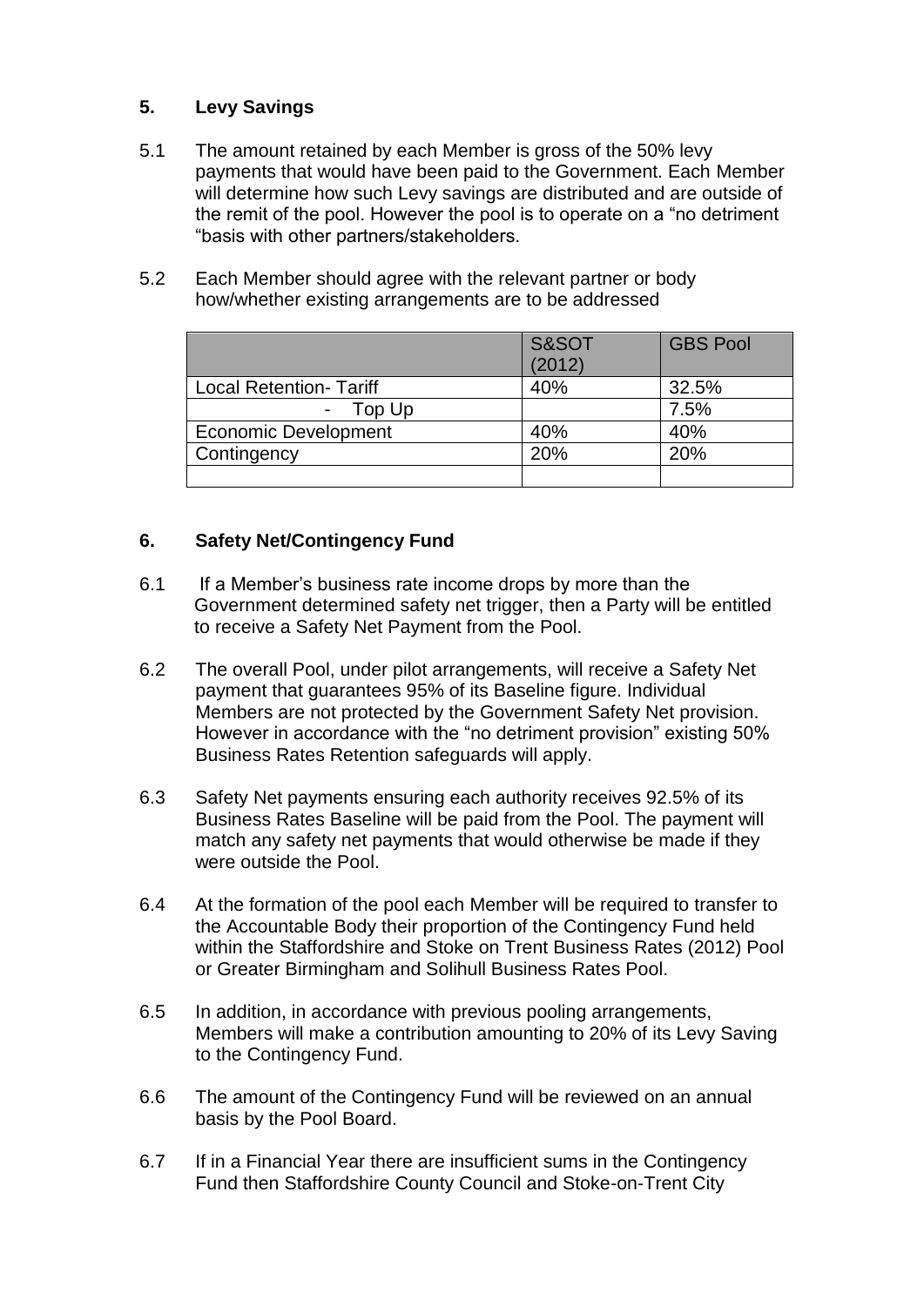## 5. Levy Savings

5.1 The amount retained by each Member is gross of the 50% levy payments that would have been paid to the Government. Each Member will determine how such Levy savings are distributed and are outside of the remit of the pool. However the pool is to operate on a "no detriment "basis with other partners/stakeholders.

5.2 Each Member should agree with the relevant partner or body how/whether existing arrangements are to be addressed

| | S&SOT (2012) | GBS Pool |
|---|---|---|
| Local Retention- Tariff | 40% | 32.5% |
| - Top Up | | 7.5% |
| Economic Development | 40% | 40% |
| Contingency | 20% | 20% |
| | | |

## 6. Safety Net/Contingency Fund

6.1 If a Member's business rate income drops by more than the Government determined safety net trigger, then a Party will be entitled to receive a Safety Net Payment from the Pool.

6.2 The overall Pool, under pilot arrangements, will receive a Safety Net payment that guarantees 95% of its Baseline figure. Individual Members are not protected by the Government Safety Net provision. However in accordance with the "no detriment provision" existing 50% Business Rates Retention safeguards will apply.

6.3 Safety Net payments ensuring each authority receives 92.5% of its Business Rates Baseline will be paid from the Pool. The payment will match any safety net payments that would otherwise be made if they were outside the Pool.

6.4 At the formation of the pool each Member will be required to transfer to the Accountable Body their proportion of the Contingency Fund held within the Staffordshire and Stoke on Trent Business Rates (2012) Pool or Greater Birmingham and Solihull Business Rates Pool.

6.5 In addition, in accordance with previous pooling arrangements, Members will make a contribution amounting to 20% of its Levy Saving to the Contingency Fund.

6.6 The amount of the Contingency Fund will be reviewed on an annual basis by the Pool Board.

6.7 If in a Financial Year there are insufficient sums in the Contingency Fund then Staffordshire County Council and Stoke-on-Trent City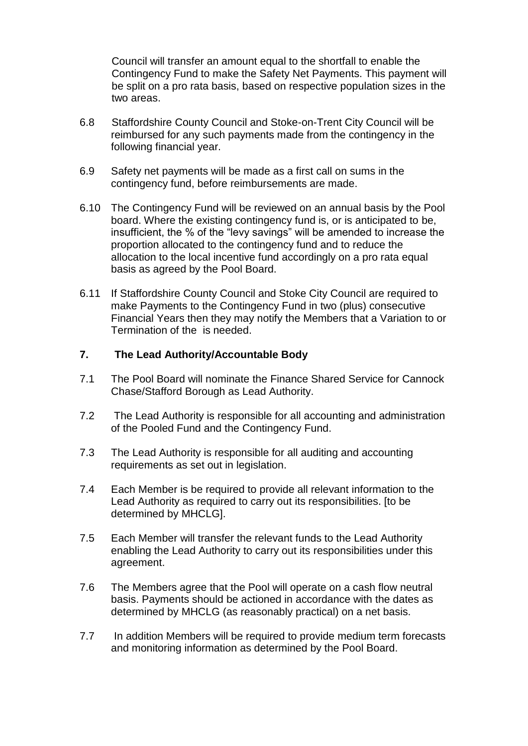Council will transfer an amount equal to the shortfall to enable the Contingency Fund to make the Safety Net Payments. This payment will be split on a pro rata basis, based on respective population sizes in the two areas.

6.8 Staffordshire County Council and Stoke-on-Trent City Council will be reimbursed for any such payments made from the contingency in the following financial year.

6.9 Safety net payments will be made as a first call on sums in the contingency fund, before reimbursements are made.

6.10 The Contingency Fund will be reviewed on an annual basis by the Pool board. Where the existing contingency fund is, or is anticipated to be, insufficient, the % of the "levy savings" will be amended to increase the proportion allocated to the contingency fund and to reduce the allocation to the local incentive fund accordingly on a pro rata equal basis as agreed by the Pool Board.

6.11 If Staffordshire County Council and Stoke City Council are required to make Payments to the Contingency Fund in two (plus) consecutive Financial Years then they may notify the Members that a Variation to or Termination of the  is needed.

## 7. The Lead Authority/Accountable Body

7.1 The Pool Board will nominate the Finance Shared Service for Cannock Chase/Stafford Borough as Lead Authority.

7.2 The Lead Authority is responsible for all accounting and administration of the Pooled Fund and the Contingency Fund.

7.3 The Lead Authority is responsible for all auditing and accounting requirements as set out in legislation.

7.4 Each Member is be required to provide all relevant information to the Lead Authority as required to carry out its responsibilities. [to be determined by MHCLG].

7.5 Each Member will transfer the relevant funds to the Lead Authority enabling the Lead Authority to carry out its responsibilities under this agreement.

7.6 The Members agree that the Pool will operate on a cash flow neutral basis. Payments should be actioned in accordance with the dates as determined by MHCLG (as reasonably practical) on a net basis.

7.7 In addition Members will be required to provide medium term forecasts and monitoring information as determined by the Pool Board.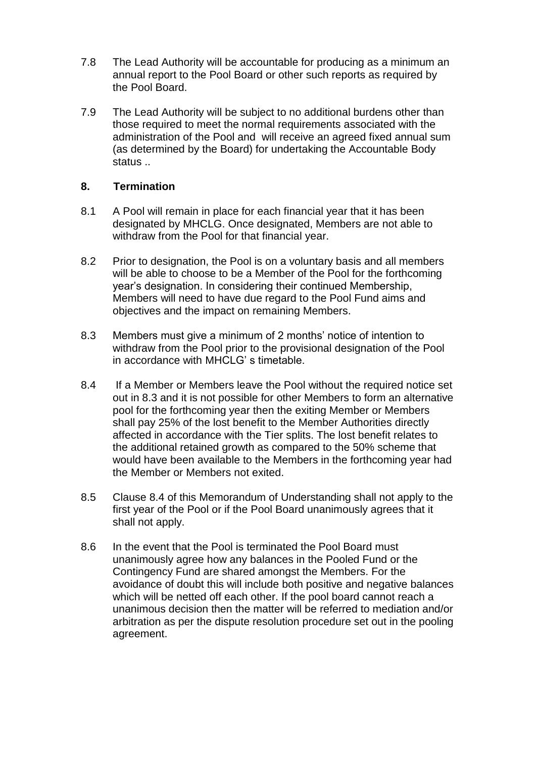7.8 The Lead Authority will be accountable for producing as a minimum an annual report to the Pool Board or other such reports as required by the Pool Board.

7.9 The Lead Authority will be subject to no additional burdens other than those required to meet the normal requirements associated with the administration of the Pool and will receive an agreed fixed annual sum (as determined by the Board) for undertaking the Accountable Body status ..

## 8. Termination

8.1 A Pool will remain in place for each financial year that it has been designated by MHCLG. Once designated, Members are not able to withdraw from the Pool for that financial year.

8.2 Prior to designation, the Pool is on a voluntary basis and all members will be able to choose to be a Member of the Pool for the forthcoming year's designation. In considering their continued Membership, Members will need to have due regard to the Pool Fund aims and objectives and the impact on remaining Members.

8.3 Members must give a minimum of 2 months' notice of intention to withdraw from the Pool prior to the provisional designation of the Pool in accordance with MHCLG' s timetable.

8.4 If a Member or Members leave the Pool without the required notice set out in 8.3 and it is not possible for other Members to form an alternative pool for the forthcoming year then the exiting Member or Members shall pay 25% of the lost benefit to the Member Authorities directly affected in accordance with the Tier splits. The lost benefit relates to the additional retained growth as compared to the 50% scheme that would have been available to the Members in the forthcoming year had the Member or Members not exited.

8.5 Clause 8.4 of this Memorandum of Understanding shall not apply to the first year of the Pool or if the Pool Board unanimously agrees that it shall not apply.

8.6 In the event that the Pool is terminated the Pool Board must unanimously agree how any balances in the Pooled Fund or the Contingency Fund are shared amongst the Members. For the avoidance of doubt this will include both positive and negative balances which will be netted off each other. If the pool board cannot reach a unanimous decision then the matter will be referred to mediation and/or arbitration as per the dispute resolution procedure set out in the pooling agreement.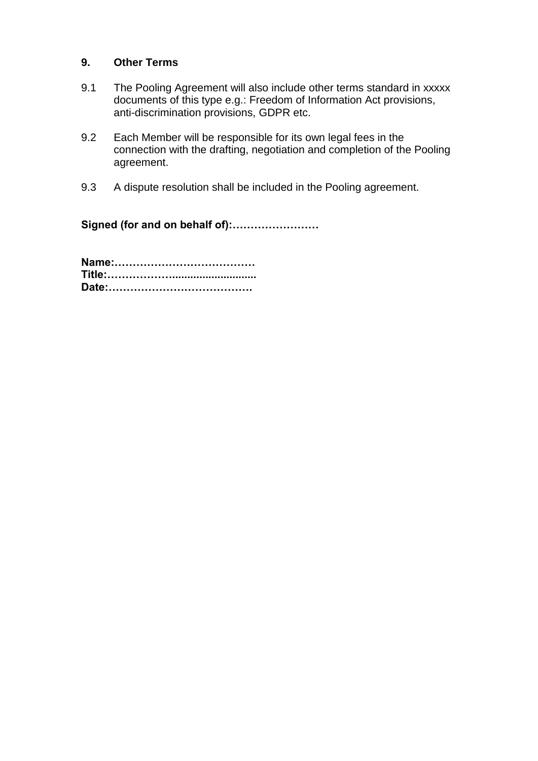## 9. Other Terms

9.1 The Pooling Agreement will also include other terms standard in xxxxx documents of this type e.g.: Freedom of Information Act provisions, anti-discrimination provisions, GDPR etc.

9.2 Each Member will be responsible for its own legal fees in the connection with the drafting, negotiation and completion of the Pooling agreement.

9.3 A dispute resolution shall be included in the Pooling agreement.

**Signed (for and on behalf of):……………………**

**Name:…………………………………**
**Title:……………….........................**
**Date:………………………………….**